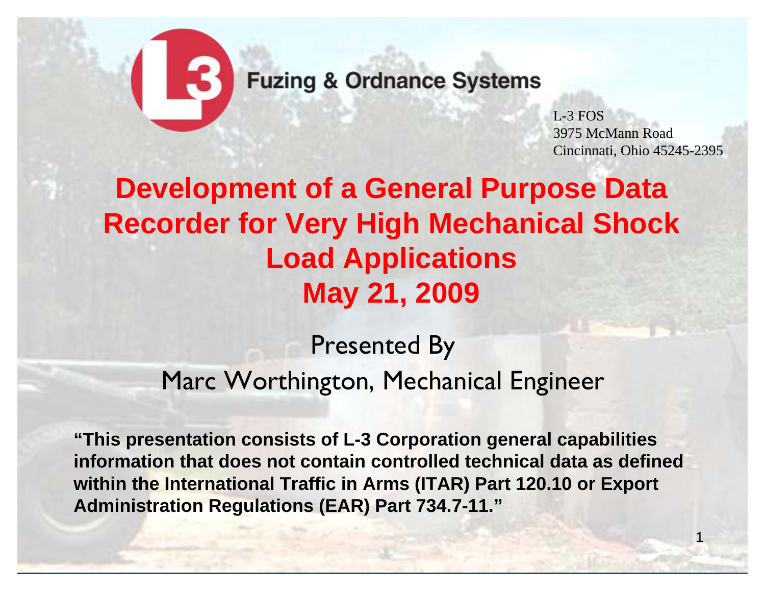Fuzing & Ordnance Systems

L-3 FOS
3975 McMann Road
Cincinnati, Ohio 45245-2395

# Development of a General Purpose Data Recorder for Very High Mechanical Shock Load Applications

## May 21, 2009

Presented By

Marc Worthington, Mechanical Engineer

**"This presentation consists of L-3 Corporation general capabilities information that does not contain controlled technical data as defined within the International Traffic in Arms (ITAR) Part 120.10 or Export Administration Regulations (EAR) Part 734.7-11."**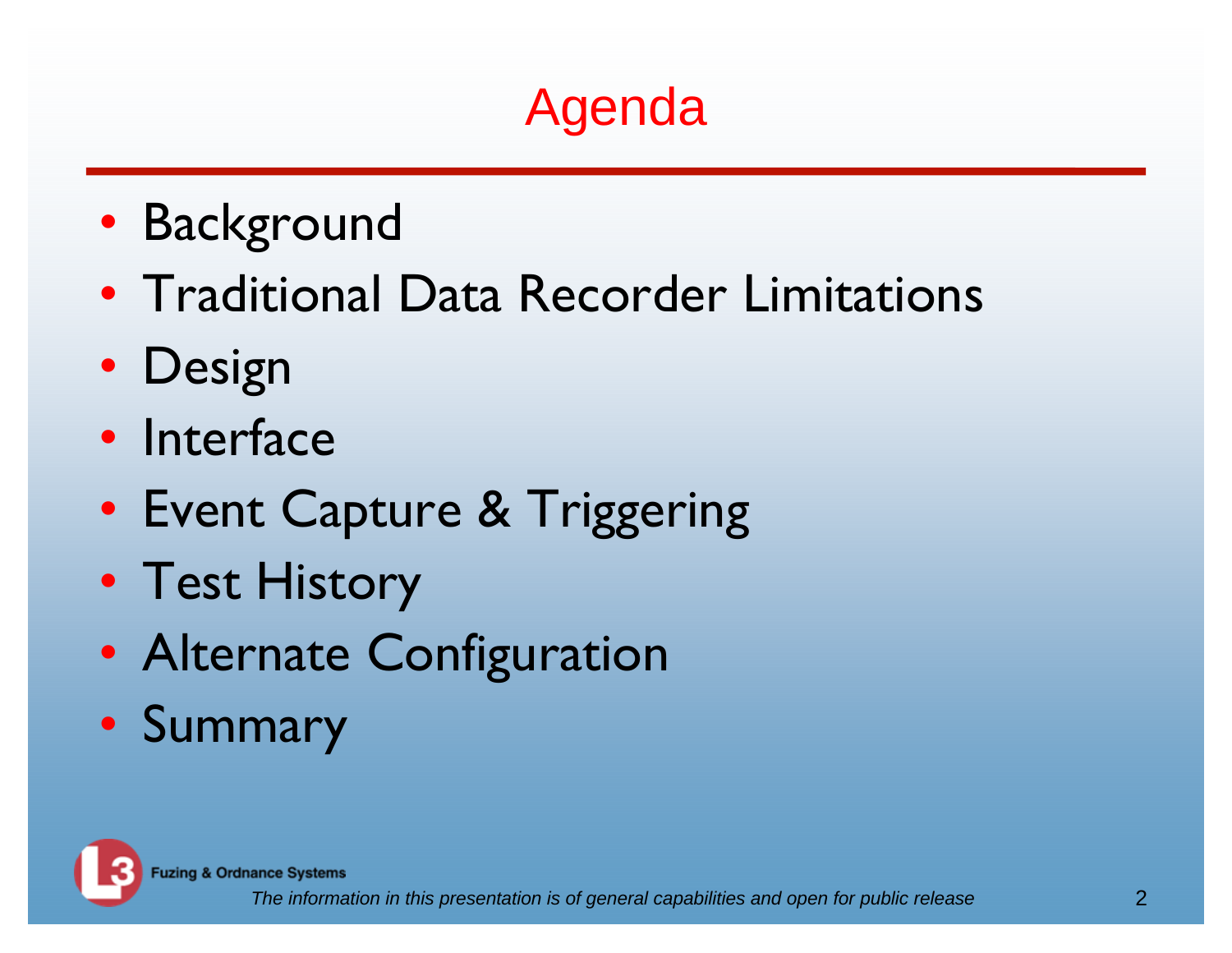# Agenda

- Background
- Traditional Data Recorder Limitations
- Design
- Interface
- Event Capture & Triggering
- Test History
- Alternate Configuration
- Summary

Fuzing & Ordnance Systems

*The information in this presentation is of general capabilities and open for public release*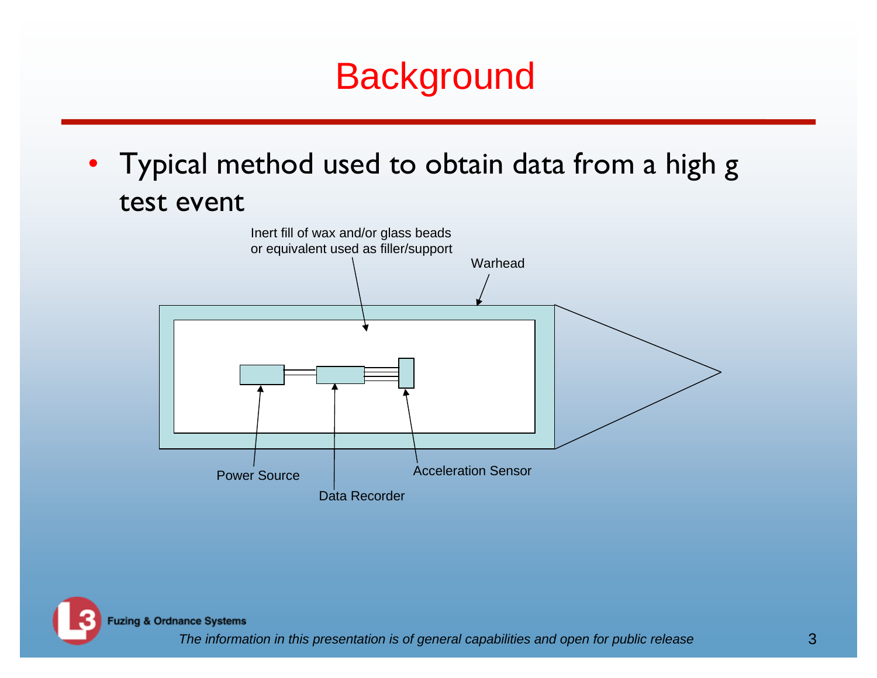# Background

- Typical method used to obtain data from a high g test event

Inert fill of wax and/or glass beads or equivalent used as filler/support

Warhead

Power Source

Data Recorder

Acceleration Sensor

*The information in this presentation is of general capabilities and open for public release*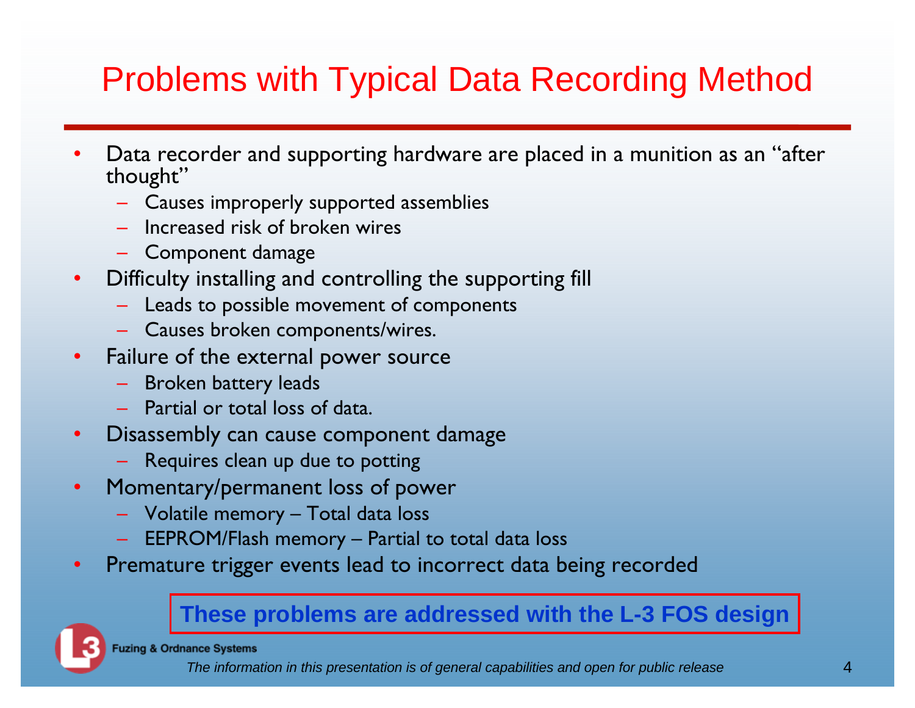# Problems with Typical Data Recording Method

- Data recorder and supporting hardware are placed in a munition as an "after thought"
  - Causes improperly supported assemblies
  - Increased risk of broken wires
  - Component damage
- Difficulty installing and controlling the supporting fill
  - Leads to possible movement of components
  - Causes broken components/wires.
- Failure of the external power source
  - Broken battery leads
  - Partial or total loss of data.
- Disassembly can cause component damage
  - Requires clean up due to potting
- Momentary/permanent loss of power
  - Volatile memory – Total data loss
  - EEPROM/Flash memory – Partial to total data loss
- Premature trigger events lead to incorrect data being recorded

**These problems are addressed with the L-3 FOS design**

Fuzing & Ordnance Systems

*The information in this presentation is of general capabilities and open for public release*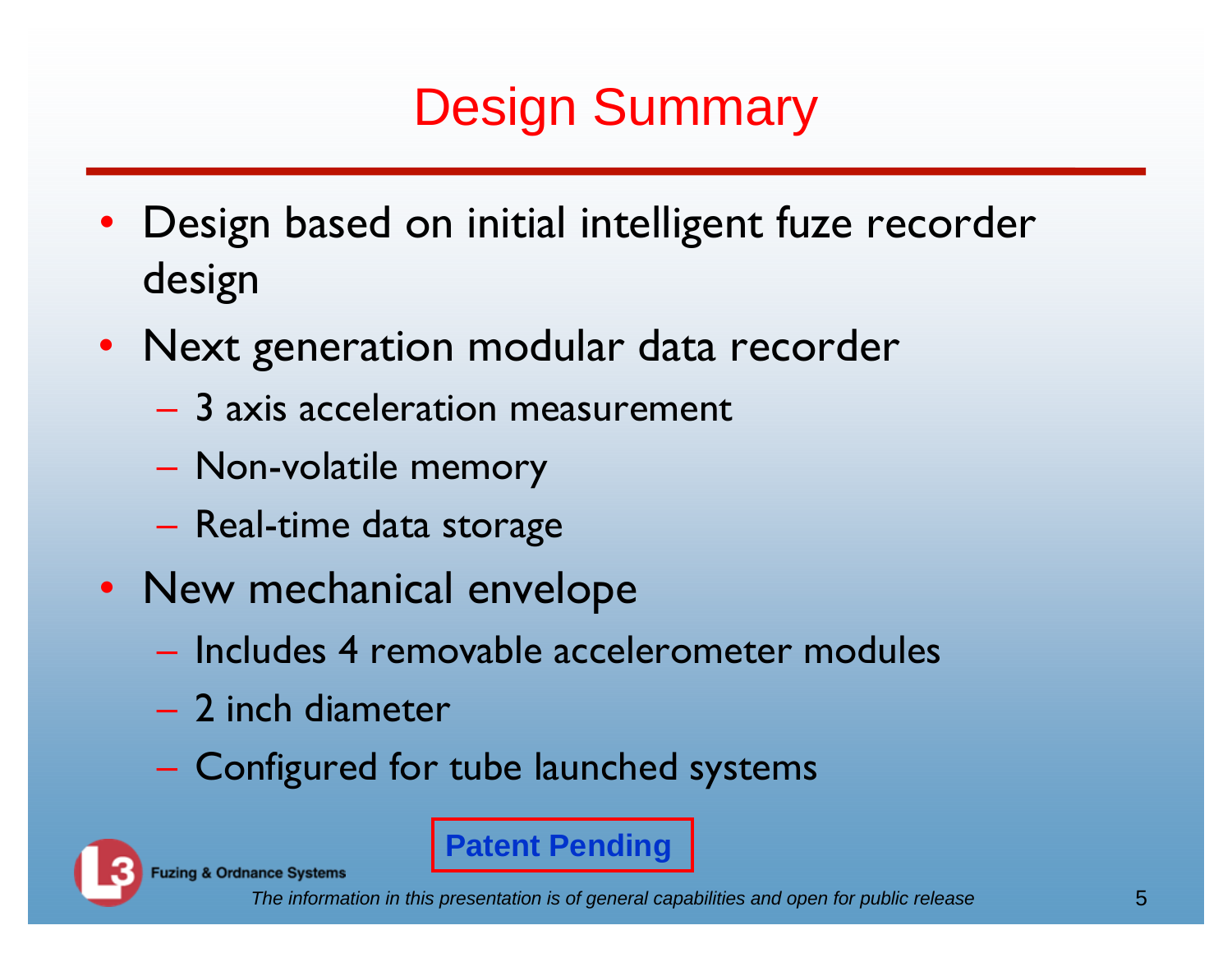# Design Summary

- Design based on initial intelligent fuze recorder design
- Next generation modular data recorder
  - 3 axis acceleration measurement
  - Non-volatile memory
  - Real-time data storage
- New mechanical envelope
  - Includes 4 removable accelerometer modules
  - 2 inch diameter
  - Configured for tube launched systems

**Patent Pending**

Fuzing & Ordnance Systems

*The information in this presentation is of general capabilities and open for public release*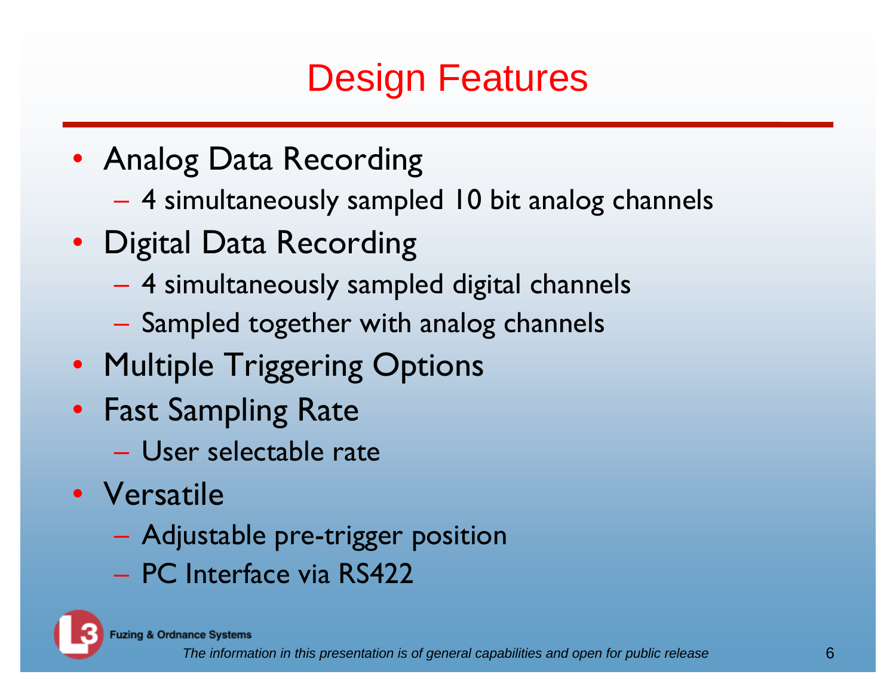# Design Features

- Analog Data Recording
  - 4 simultaneously sampled 10 bit analog channels
- Digital Data Recording
  - 4 simultaneously sampled digital channels
  - Sampled together with analog channels
- Multiple Triggering Options
- Fast Sampling Rate
  - User selectable rate
- Versatile
  - Adjustable pre-trigger position
  - PC Interface via RS422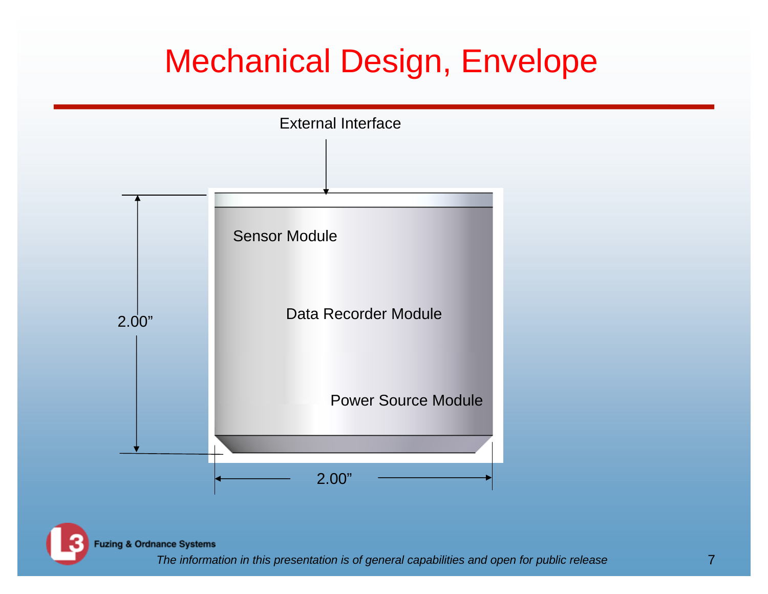# Mechanical Design, Envelope

External Interface

Sensor Module

Data Recorder Module

Power Source Module

2.00”

2.00”

Fuzing & Ordnance Systems

*The information in this presentation is of general capabilities and open for public release*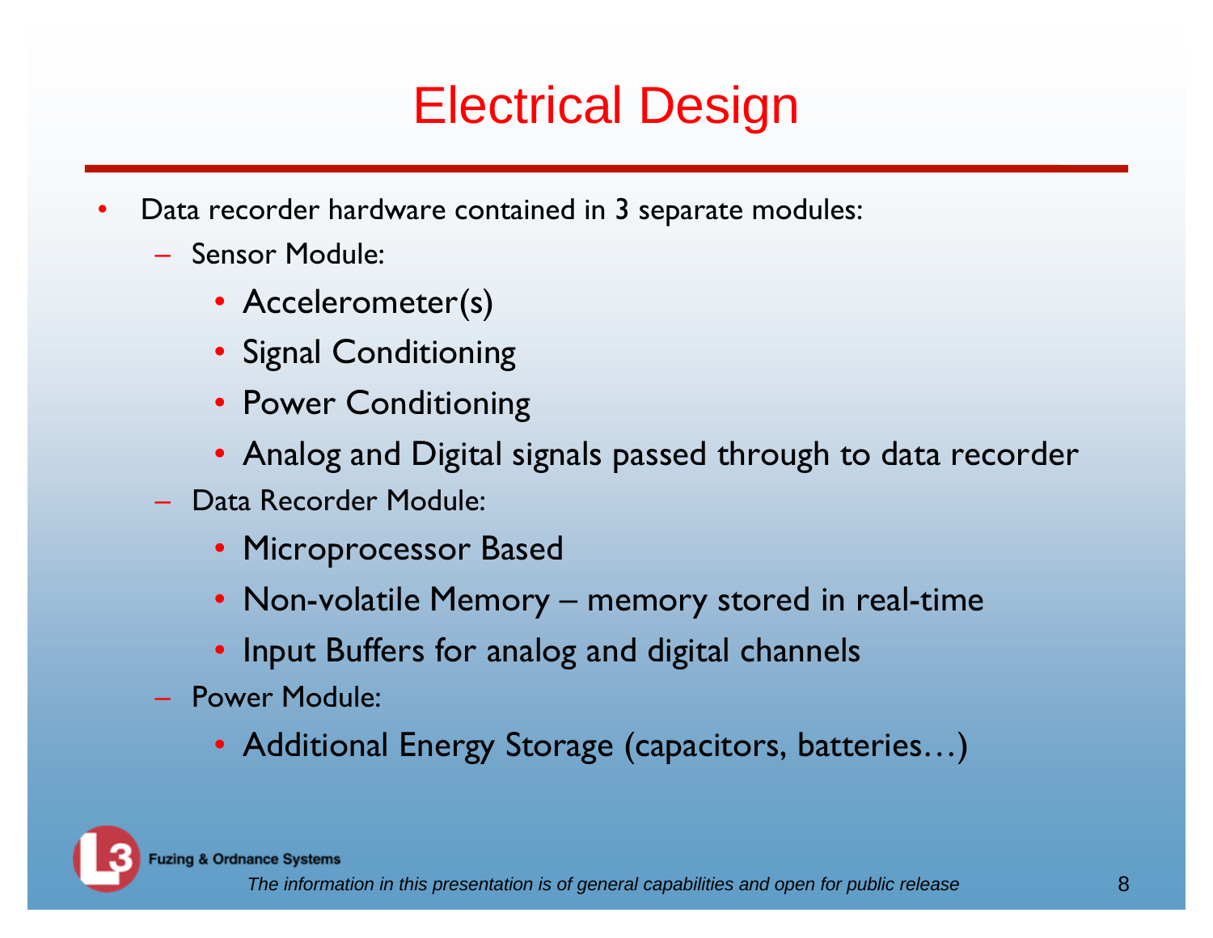# Electrical Design

- Data recorder hardware contained in 3 separate modules:
  - Sensor Module:
    - Accelerometer(s)
    - Signal Conditioning
    - Power Conditioning
    - Analog and Digital signals passed through to data recorder
  - Data Recorder Module:
    - Microprocessor Based
    - Non-volatile Memory – memory stored in real-time
    - Input Buffers for analog and digital channels
  - Power Module:
    - Additional Energy Storage (capacitors, batteries…)

Fuzing & Ordnance Systems

*The information in this presentation is of general capabilities and open for public release*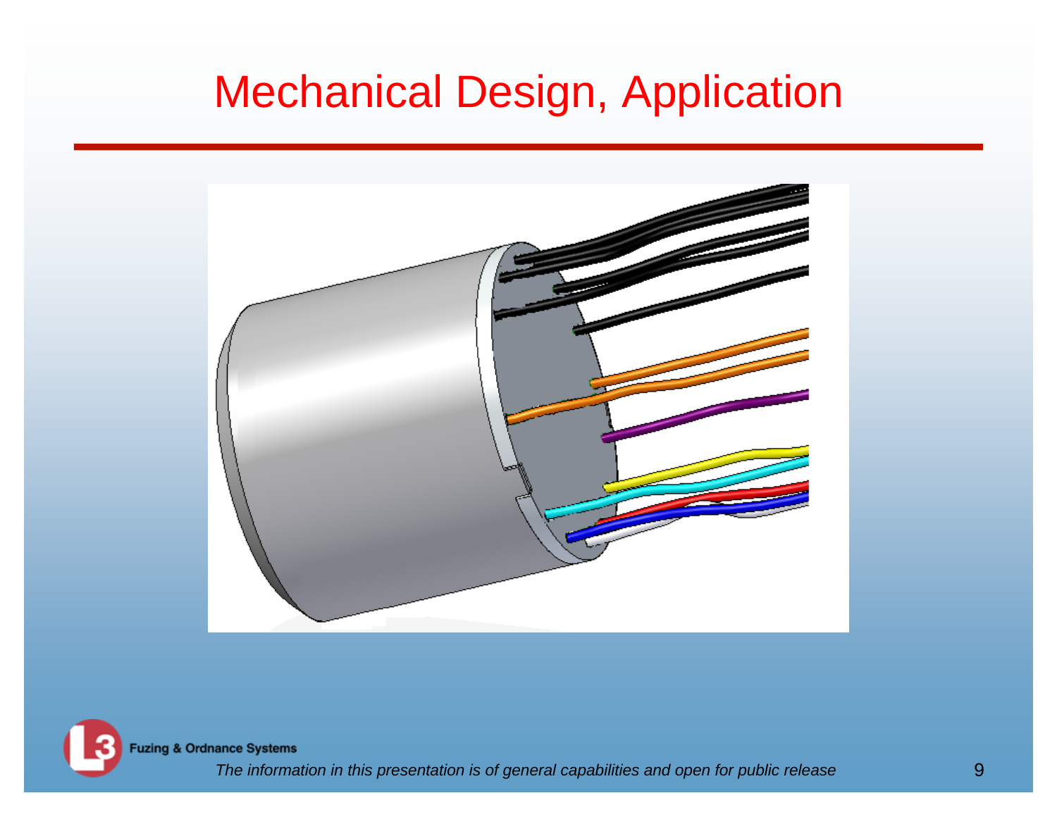# Mechanical Design, Application

*The information in this presentation is of general capabilities and open for public release*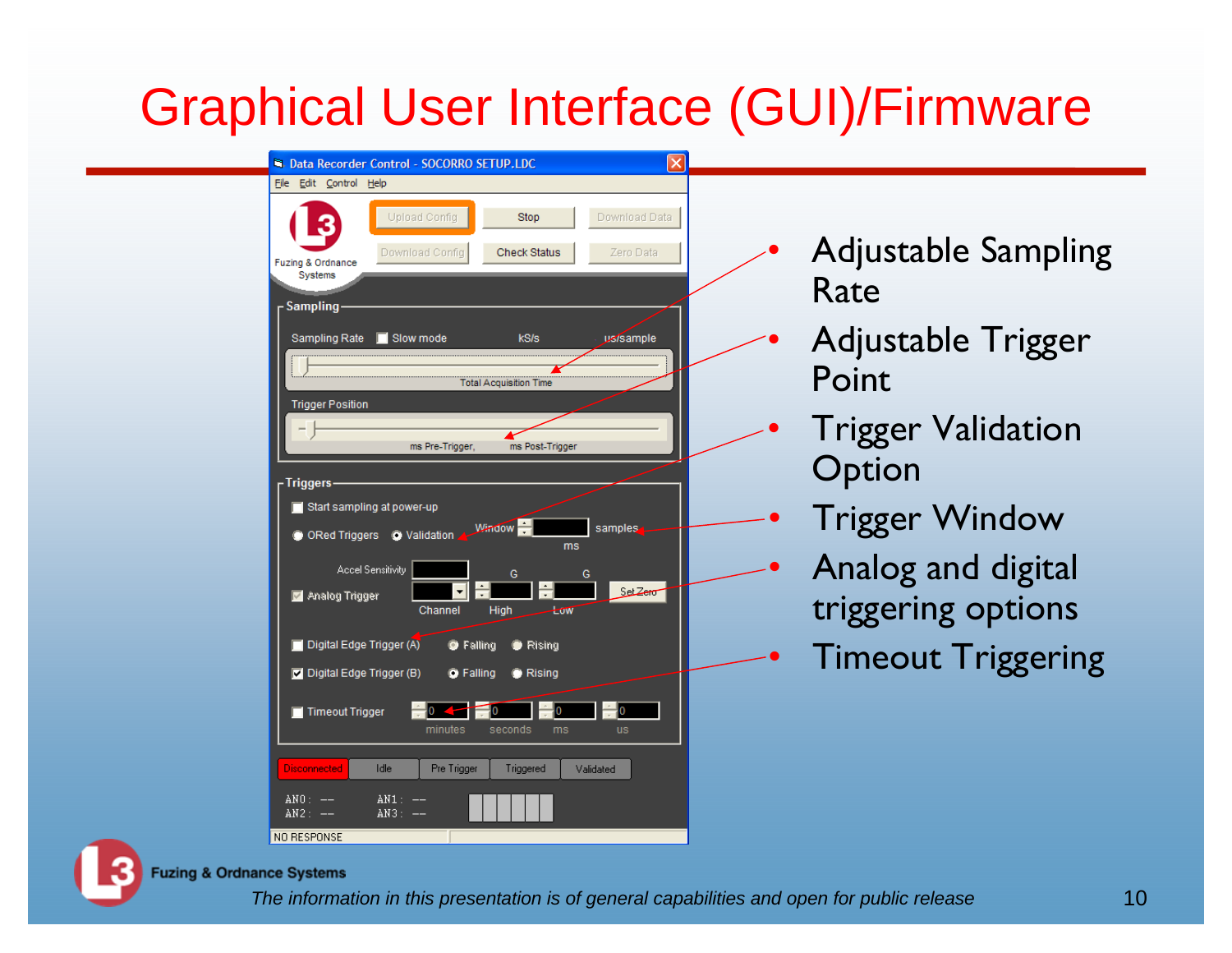# Graphical User Interface (GUI)/Firmware

- Adjustable Sampling Rate
- Adjustable Trigger Point
- Trigger Validation Option
- Trigger Window
- Analog and digital triggering options
- Timeout Triggering

*The information in this presentation is of general capabilities and open for public release*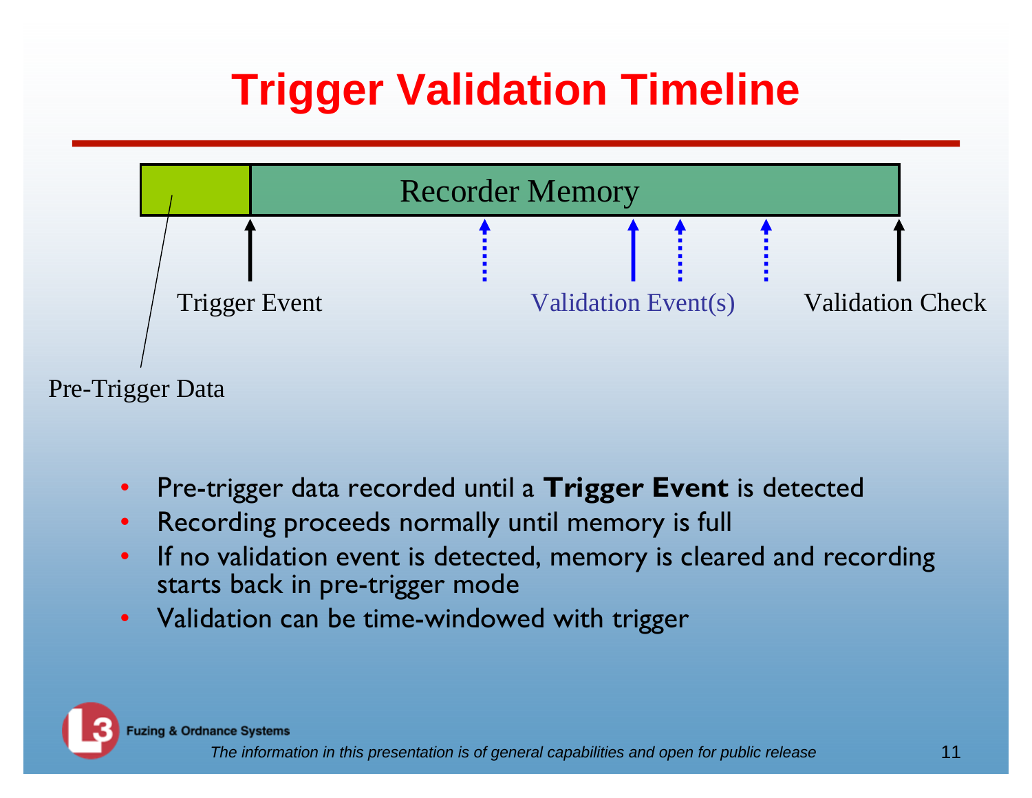# Trigger Validation Timeline

Recorder Memory

Trigger Event

Validation Event(s)

Validation Check

Pre-Trigger Data

- Pre-trigger data recorded until a **Trigger Event** is detected
- Recording proceeds normally until memory is full
- If no validation event is detected, memory is cleared and recording starts back in pre-trigger mode
- Validation can be time-windowed with trigger

Fuzing & Ordnance Systems

*The information in this presentation is of general capabilities and open for public release*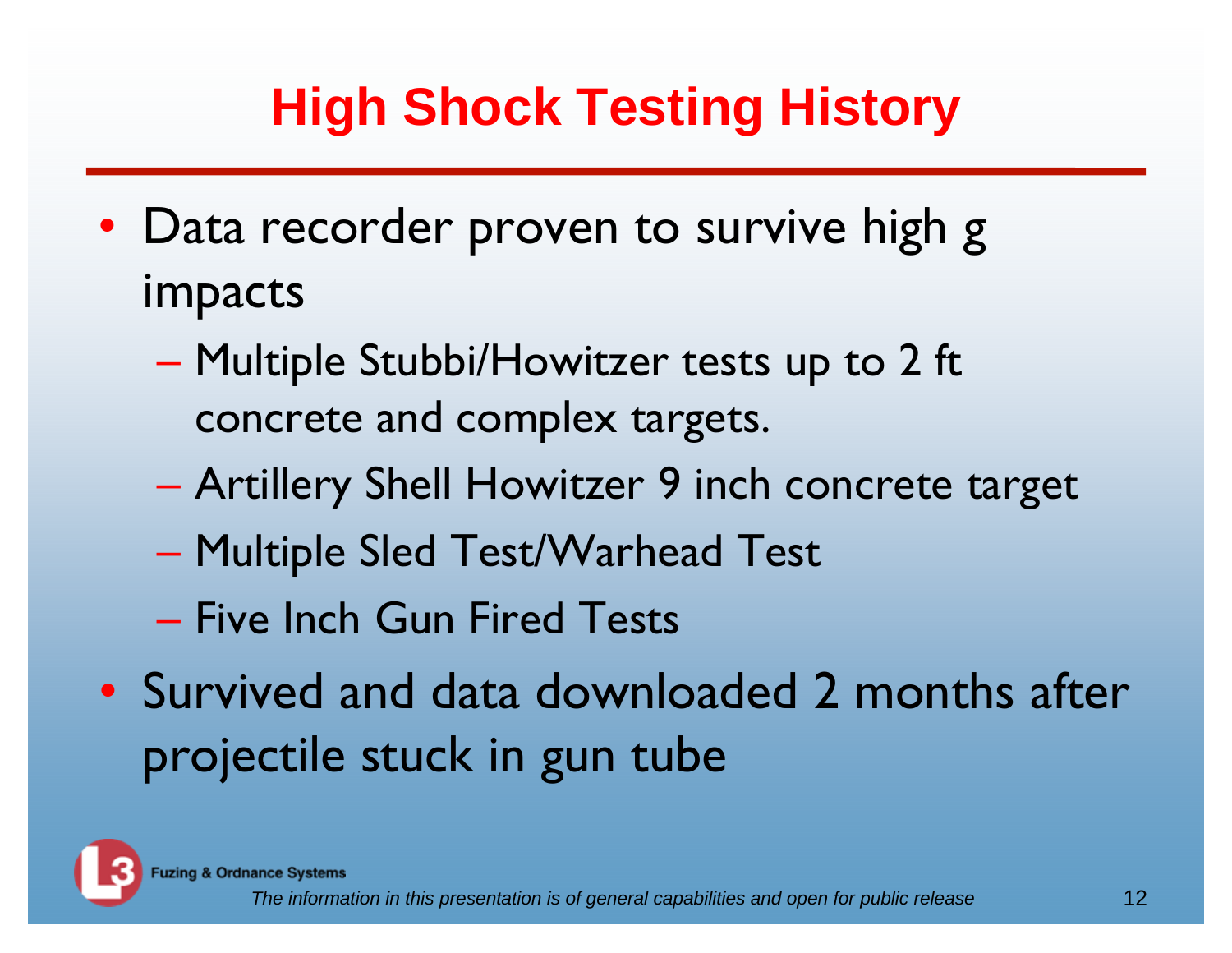# High Shock Testing History

- Data recorder proven to survive high g impacts
  - Multiple Stubbi/Howitzer tests up to 2 ft concrete and complex targets.
  - Artillery Shell Howitzer 9 inch concrete target
  - Multiple Sled Test/Warhead Test
  - Five Inch Gun Fired Tests
- Survived and data downloaded 2 months after projectile stuck in gun tube

Fuzing & Ordnance Systems

*The information in this presentation is of general capabilities and open for public release*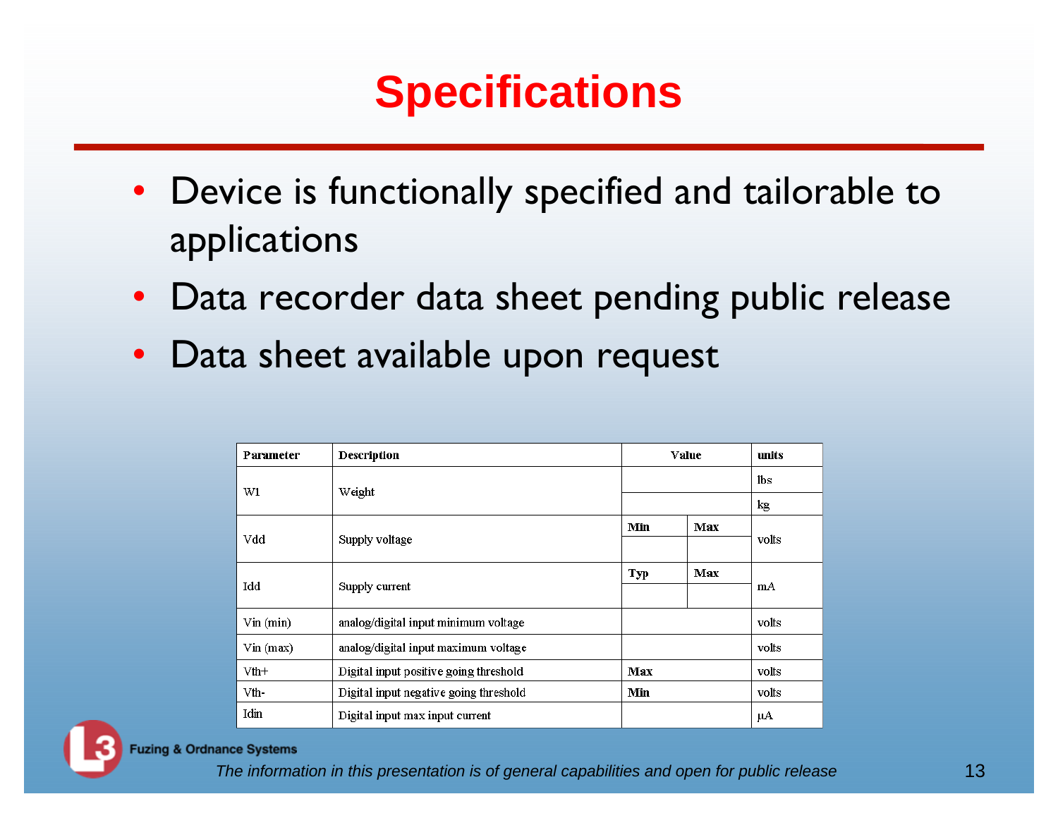# Specifications

- Device is functionally specified and tailorable to applications
- Data recorder data sheet pending public release
- Data sheet available upon request

| Parameter | Description | Value | | units |
|---|---|---|---|---|
| W1 | Weight | | | lbs |
| | | | | kg |
| Vdd | Supply voltage | **Min** | **Max** | volts |
| | | | | |
| Idd | Supply current | **Typ** | **Max** | mA |
| | | | | |
| Vin (min) | analog/digital input minimum voltage | | | volts |
| Vin (max) | analog/digital input maximum voltage | | | volts |
| Vth+ | Digital input positive going threshold | **Max** | | volts |
| Vth- | Digital input negative going threshold | **Min** | | volts |
| Idin | Digital input max input current | | | µA |

Fuzing & Ordnance Systems

*The information in this presentation is of general capabilities and open for public release*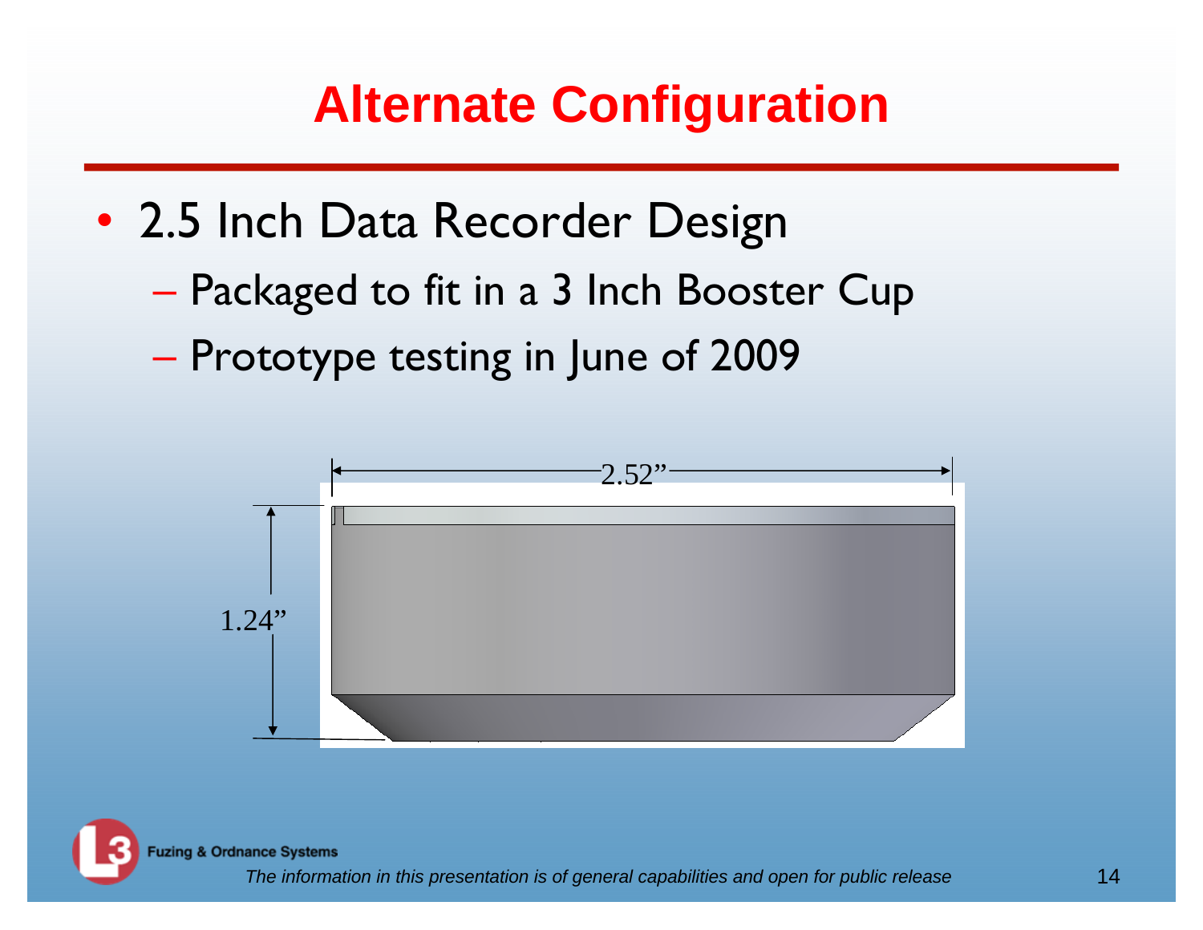# Alternate Configuration

- 2.5 Inch Data Recorder Design
  - Packaged to fit in a 3 Inch Booster Cup
  - Prototype testing in June of 2009

2.52”

1.24”

Fuzing & Ordnance Systems

*The information in this presentation is of general capabilities and open for public release*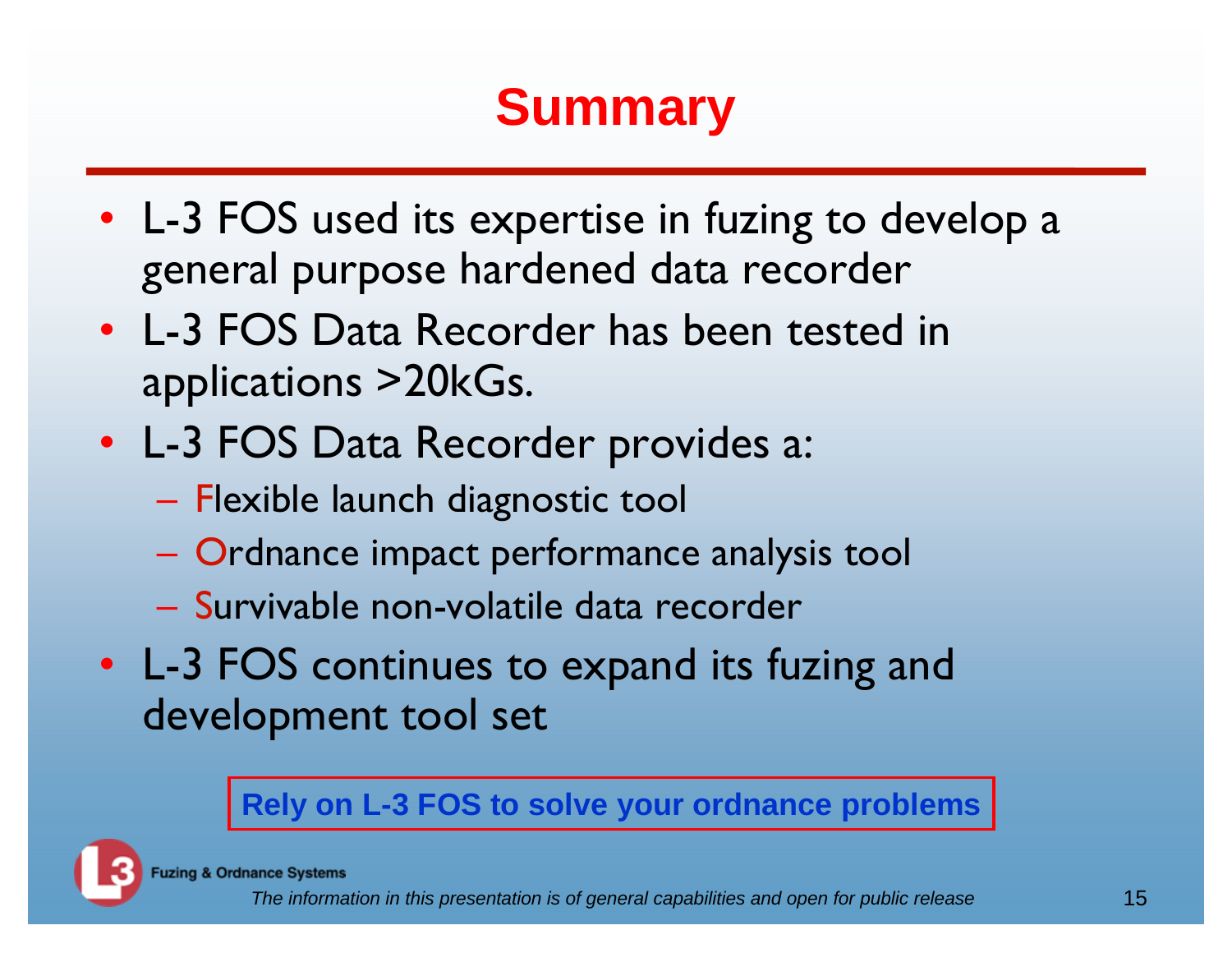# Summary

- L-3 FOS used its expertise in fuzing to develop a general purpose hardened data recorder
- L-3 FOS Data Recorder has been tested in applications >20kGs.
- L-3 FOS Data Recorder provides a:
  - Flexible launch diagnostic tool
  - Ordnance impact performance analysis tool
  - Survivable non-volatile data recorder
- L-3 FOS continues to expand its fuzing and development tool set

**Rely on L-3 FOS to solve your ordnance problems**

Fuzing & Ordnance Systems

*The information in this presentation is of general capabilities and open for public release*